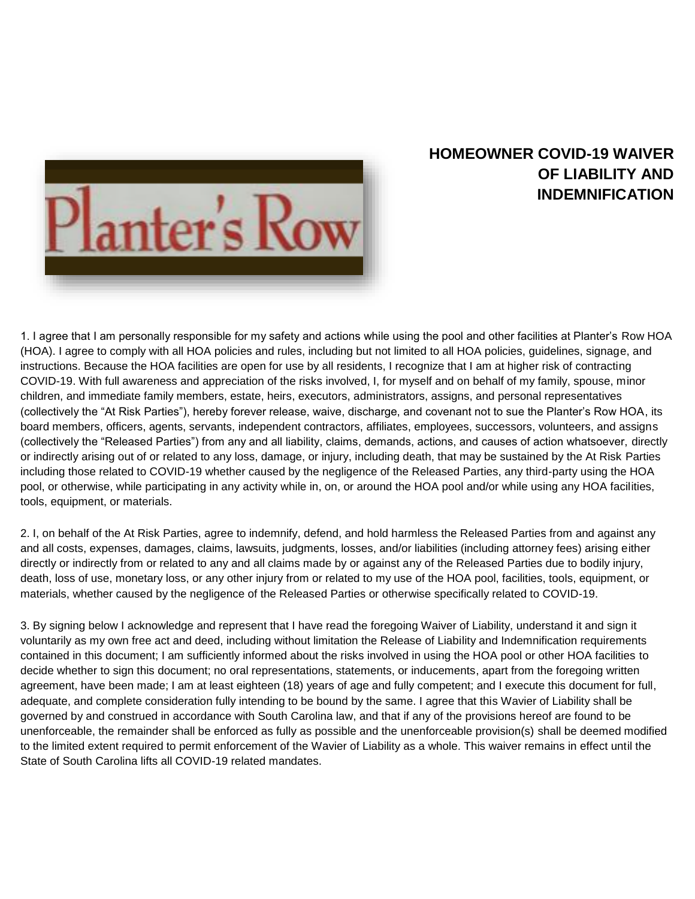Planter's Row

# HOMEOWNER COVID-19 WAIVER OF LIABILITY AND INDEMNIFICATION

1. I agree that I am personally responsible for my safety and actions while using the pool and other facilities at Planter's Row HOA (HOA). I agree to comply with all HOA policies and rules, including but not limited to all HOA policies, guidelines, signage, and instructions. Because the HOA facilities are open for use by all residents, I recognize that I am at higher risk of contracting COVID-19. With full awareness and appreciation of the risks involved, I, for myself and on behalf of my family, spouse, minor children, and immediate family members, estate, heirs, executors, administrators, assigns, and personal representatives (collectively the "At Risk Parties"), hereby forever release, waive, discharge, and covenant not to sue the Planter's Row HOA, its board members, officers, agents, servants, independent contractors, affiliates, employees, successors, volunteers, and assigns (collectively the "Released Parties") from any and all liability, claims, demands, actions, and causes of action whatsoever, directly or indirectly arising out of or related to any loss, damage, or injury, including death, that may be sustained by the At Risk Parties including those related to COVID-19 whether caused by the negligence of the Released Parties, any third-party using the HOA pool, or otherwise, while participating in any activity while in, on, or around the HOA pool and/or while using any HOA facilities, tools, equipment, or materials.

2. I, on behalf of the At Risk Parties, agree to indemnify, defend, and hold harmless the Released Parties from and against any and all costs, expenses, damages, claims, lawsuits, judgments, losses, and/or liabilities (including attorney fees) arising either directly or indirectly from or related to any and all claims made by or against any of the Released Parties due to bodily injury, death, loss of use, monetary loss, or any other injury from or related to my use of the HOA pool, facilities, tools, equipment, or materials, whether caused by the negligence of the Released Parties or otherwise specifically related to COVID-19.

3. By signing below I acknowledge and represent that I have read the foregoing Waiver of Liability, understand it and sign it voluntarily as my own free act and deed, including without limitation the Release of Liability and Indemnification requirements contained in this document; I am sufficiently informed about the risks involved in using the HOA pool or other HOA facilities to decide whether to sign this document; no oral representations, statements, or inducements, apart from the foregoing written agreement, have been made; I am at least eighteen (18) years of age and fully competent; and I execute this document for full, adequate, and complete consideration fully intending to be bound by the same. I agree that this Wavier of Liability shall be governed by and construed in accordance with South Carolina law, and that if any of the provisions hereof are found to be unenforceable, the remainder shall be enforced as fully as possible and the unenforceable provision(s) shall be deemed modified to the limited extent required to permit enforcement of the Wavier of Liability as a whole. This waiver remains in effect until the State of South Carolina lifts all COVID-19 related mandates.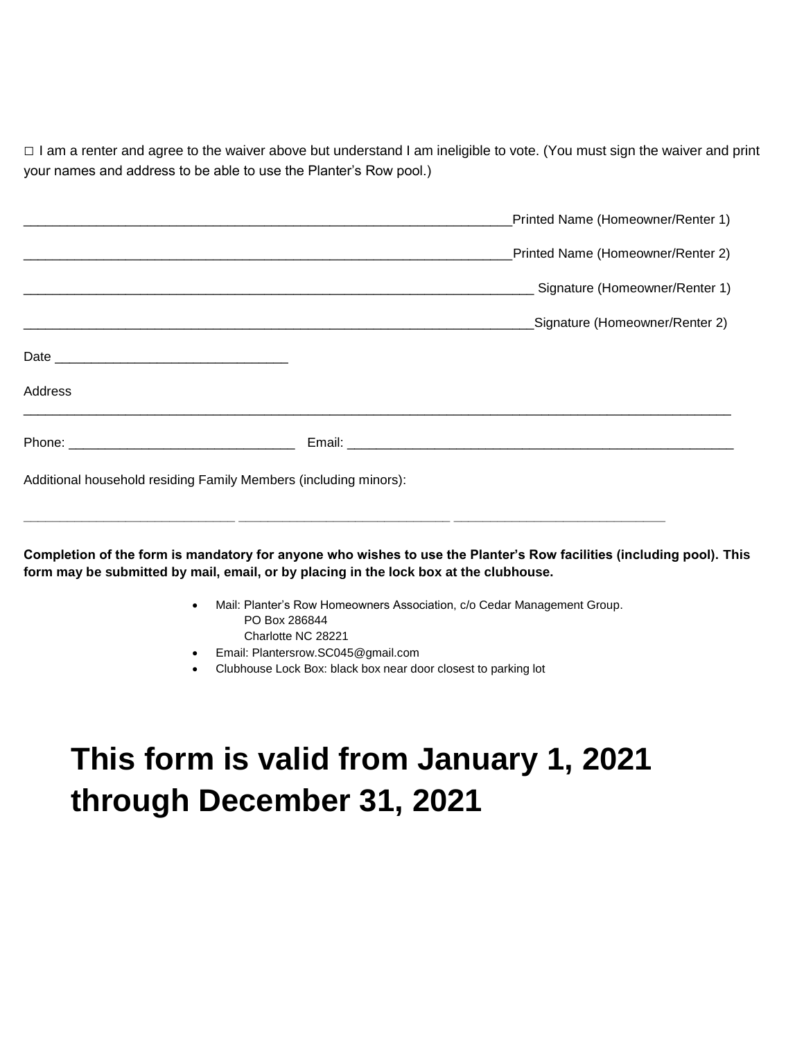□ I am a renter and agree to the waiver above but understand I am ineligible to vote. (You must sign the waiver and print your names and address to be able to use the Planter's Row pool.)

____________________________________________________________Printed Name (Homeowner/Renter 1)

____________________________________________________________Printed Name (Homeowner/Renter 2)

______________________________________________________________ Signature (Homeowner/Renter 1)

______________________________________________________________Signature (Homeowner/Renter 2)

Date ______________________________

Address ____________________________________________________________________________________________

Phone: ____________________________ Email: __________________________________________________

Additional household residing Family Members (including minors):

___________________________ ___________________________ ___________________________

**Completion of the form is mandatory for anyone who wishes to use the Planter's Row facilities (including pool). This form may be submitted by mail, email, or by placing in the lock box at the clubhouse.**

- Mail: Planter's Row Homeowners Association, c/o Cedar Management Group.
  PO Box 286844
  Charlotte NC 28221
- Email: Plantersrow.SC045@gmail.com
- Clubhouse Lock Box: black box near door closest to parking lot

# This form is valid from January 1, 2021 through December 31, 2021